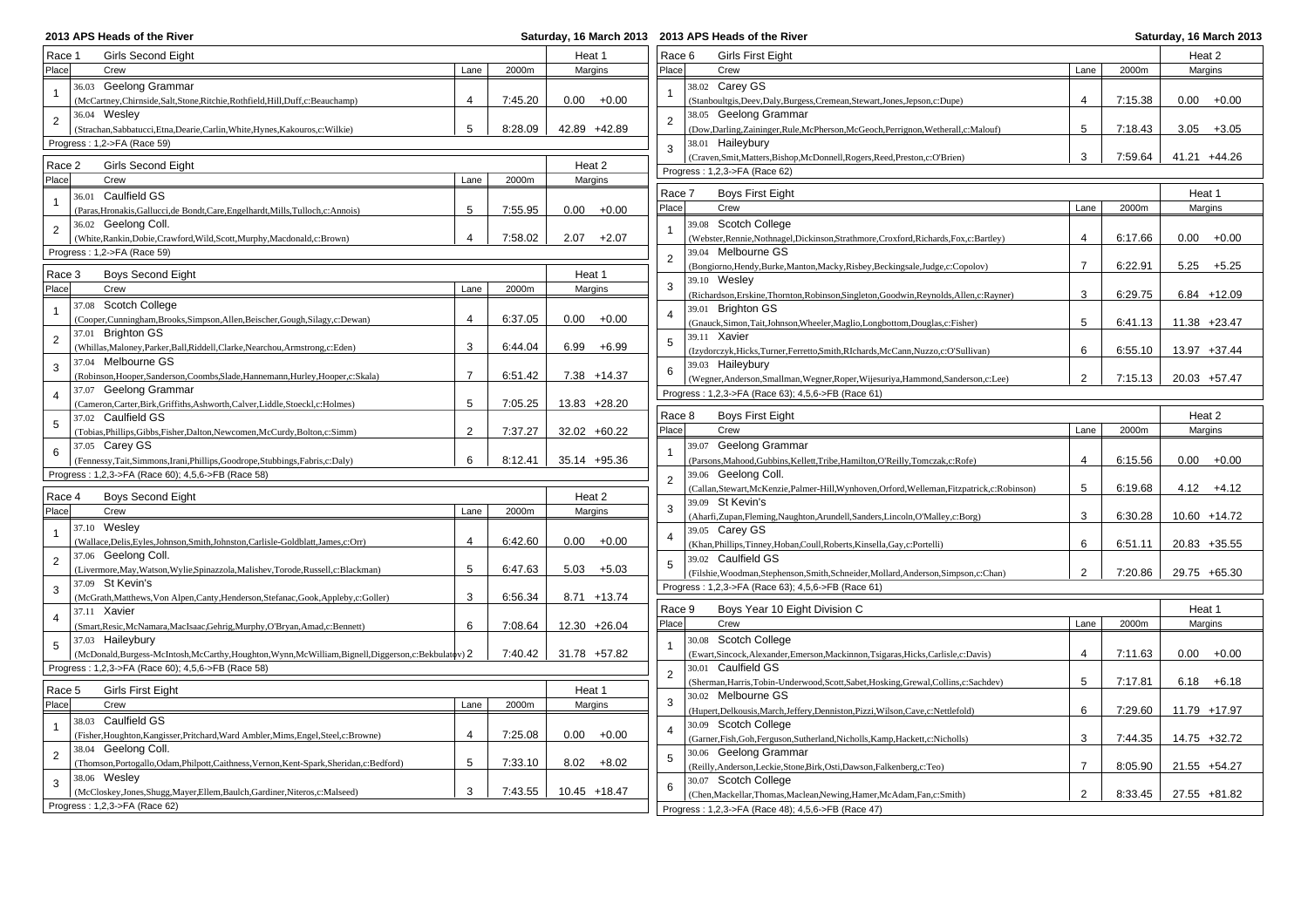## 2013 APS Heads of the River

Saturday, 16 March 2013

### Race 1 — Girls Second Eight — Heat 1

| Place | Crew | Lane | 2000m | Margins | |
|---|---|---|---|---|---|
| 1 | 36.03 Geelong Grammar (McCartney,Chirnside,Salt,Stone,Ritchie,Rothfield,Hill,Duff,c:Beauchamp) | 4 | 7:45.20 | 0.00 | +0.00 |
| 2 | 36.04 Wesley (Strachan,Sabbatucci,Etna,Dearie,Carlin,White,Hynes,Kakouros,c:Wilkie) | 5 | 8:28.09 | 42.89 | +42.89 |

Progress : 1,2->FA (Race 59)

### Race 2 — Girls Second Eight — Heat 2

| Place | Crew | Lane | 2000m | Margins | |
|---|---|---|---|---|---|
| 1 | 36.01 Caulfield GS (Paras,Hronakis,Gallucci,de Bondt,Care,Engelhardt,Mills,Tulloch,c:Annois) | 5 | 7:55.95 | 0.00 | +0.00 |
| 2 | 36.02 Geelong Coll. (White,Rankin,Dobie,Crawford,Wild,Scott,Murphy,Macdonald,c:Brown) | 4 | 7:58.02 | 2.07 | +2.07 |

Progress : 1,2->FA (Race 59)

### Race 3 — Boys Second Eight — Heat 1

| Place | Crew | Lane | 2000m | Margins | |
|---|---|---|---|---|---|
| 1 | 37.08 Scotch College (Cooper,Cunningham,Brooks,Simpson,Allen,Beischer,Gough,Silagy,c:Dewan) | 4 | 6:37.05 | 0.00 | +0.00 |
| 2 | 37.01 Brighton GS (Whillas,Maloney,Parker,Ball,Riddell,Clarke,Nearchou,Armstrong,c:Eden) | 3 | 6:44.04 | 6.99 | +6.99 |
| 3 | 37.04 Melbourne GS (Robinson,Hooper,Sanderson,Coombs,Slade,Hannemann,Hurley,Hooper,c:Skala) | 7 | 6:51.42 | 7.38 | +14.37 |
| 4 | 37.07 Geelong Grammar (Cameron,Carter,Birk,Griffiths,Ashworth,Calver,Liddle,Stoeckl,c:Holmes) | 5 | 7:05.25 | 13.83 | +28.20 |
| 5 | 37.02 Caulfield GS (Tobias,Phillips,Gibbs,Fisher,Dalton,Newcomen,McCurdy,Bolton,c:Simm) | 2 | 7:37.27 | 32.02 | +60.22 |
| 6 | 37.05 Carey GS (Fennessy,Tait,Simmons,Irani,Phillips,Goodrope,Stubbings,Fabris,c:Daly) | 6 | 8:12.41 | 35.14 | +95.36 |

Progress : 1,2,3->FA (Race 60); 4,5,6->FB (Race 58)

### Race 4 — Boys Second Eight — Heat 2

| Place | Crew | Lane | 2000m | Margins | |
|---|---|---|---|---|---|
| 1 | 37.10 Wesley (Wallace,Delis,Eyles,Johnson,Smith,Johnston,Carlisle-Goldblatt,James,c:Orr) | 4 | 6:42.60 | 0.00 | +0.00 |
| 2 | 37.06 Geelong Coll. (Livermore,May,Watson,Wylie,Spinazzola,Malishev,Torode,Russell,c:Blackman) | 5 | 6:47.63 | 5.03 | +5.03 |
| 3 | 37.09 St Kevin's (McGrath,Matthews,Von Alpen,Canty,Henderson,Stefanac,Gook,Appleby,c:Goller) | 3 | 6:56.34 | 8.71 | +13.74 |
| 4 | 37.11 Xavier (Smart,Resic,McNamara,MacIsaac,Gehrig,Murphy,O'Bryan,Amad,c:Bennett) | 6 | 7:08.64 | 12.30 | +26.04 |
| 5 | 37.03 Haileybury (McDonald,Burgess-McIntosh,McCarthy,Houghton,Wynn,McWilliam,Bignell,Diggerson,c:Bekbulatov) | 2 | 7:40.42 | 31.78 | +57.82 |

Progress : 1,2,3->FA (Race 60); 4,5,6->FB (Race 58)

### Race 5 — Girls First Eight — Heat 1

| Place | Crew | Lane | 2000m | Margins | |
|---|---|---|---|---|---|
| 1 | 38.03 Caulfield GS (Fisher,Houghton,Kangisser,Pritchard,Ward Ambler,Mims,Engel,Steel,c:Browne) | 4 | 7:25.08 | 0.00 | +0.00 |
| 2 | 38.04 Geelong Coll. (Thomson,Portogallo,Odam,Philpott,Caithness,Vernon,Kent-Spark,Sheridan,c:Bedford) | 5 | 7:33.10 | 8.02 | +8.02 |
| 3 | 38.06 Wesley (McCloskey,Jones,Shugg,Mayer,Ellem,Baulch,Gardiner,Niteros,c:Malseed) | 3 | 7:43.55 | 10.45 | +18.47 |

Progress : 1,2,3->FA (Race 62)

### Race 6 — Girls First Eight — Heat 2

| Place | Crew | Lane | 2000m | Margins | |
|---|---|---|---|---|---|
| 1 | 38.02 Carey GS (Stanboultgis,Deev,Daly,Burgess,Cremean,Stewart,Jones,Jepson,c:Dupe) | 4 | 7:15.38 | 0.00 | +0.00 |
| 2 | 38.05 Geelong Grammar (Dow,Darling,Zaininger,Rule,McPherson,McGeoch,Perrignon,Wetherall,c:Malouf) | 5 | 7:18.43 | 3.05 | +3.05 |
| 3 | 38.01 Haileybury (Craven,Smit,Matters,Bishop,McDonnell,Rogers,Reed,Preston,c:O'Brien) | 3 | 7:59.64 | 41.21 | +44.26 |

Progress : 1,2,3->FA (Race 62)

### Race 7 — Boys First Eight — Heat 1

| Place | Crew | Lane | 2000m | Margins | |
|---|---|---|---|---|---|
| 1 | 39.08 Scotch College (Webster,Rennie,Nothnagel,Dickinson,Strathmore,Croxford,Richards,Fox,c:Bartley) | 4 | 6:17.66 | 0.00 | +0.00 |
| 2 | 39.04 Melbourne GS (Bongiorno,Hendy,Burke,Manton,Macky,Risbey,Beckingsale,Judge,c:Copolov) | 7 | 6:22.91 | 5.25 | +5.25 |
| 3 | 39.10 Wesley (Richardson,Erskine,Thornton,Robinson,Singleton,Goodwin,Reynolds,Allen,c:Rayner) | 3 | 6:29.75 | 6.84 | +12.09 |
| 4 | 39.01 Brighton GS (Gnauck,Simon,Tait,Johnson,Wheeler,Maglio,Longbottom,Douglas,c:Fisher) | 5 | 6:41.13 | 11.38 | +23.47 |
| 5 | 39.11 Xavier (Izydorczyk,Hicks,Turner,Ferretto,Smith,RIchards,McCann,Nuzzo,c:O'Sullivan) | 6 | 6:55.10 | 13.97 | +37.44 |
| 6 | 39.03 Haileybury (Wegner,Anderson,Smallman,Wegner,Roper,Wijesuriya,Hammond,Sanderson,c:Lee) | 2 | 7:15.13 | 20.03 | +57.47 |

Progress : 1,2,3->FA (Race 63); 4,5,6->FB (Race 61)

### Race 8 — Boys First Eight — Heat 2

| Place | Crew | Lane | 2000m | Margins | |
|---|---|---|---|---|---|
| 1 | 39.07 Geelong Grammar (Parsons,Mahood,Gubbins,Kellett,Tribe,Hamilton,O'Reilly,Tomczak,c:Rofe) | 4 | 6:15.56 | 0.00 | +0.00 |
| 2 | 39.06 Geelong Coll. (Callan,Stewart,McKenzie,Palmer-Hill,Wynhoven,Orford,Welleman,Fitzpatrick,c:Robinson) | 5 | 6:19.68 | 4.12 | +4.12 |
| 3 | 39.09 St Kevin's (Aharfi,Zupan,Fleming,Naughton,Arundell,Sanders,Lincoln,O'Malley,c:Borg) | 3 | 6:30.28 | 10.60 | +14.72 |
| 4 | 39.05 Carey GS (Khan,Phillips,Tinney,Hoban,Coull,Roberts,Kinsella,Gay,c:Portelli) | 6 | 6:51.11 | 20.83 | +35.55 |
| 5 | 39.02 Caulfield GS (Filshie,Woodman,Stephenson,Smith,Schneider,Mollard,Anderson,Simpson,c:Chan) | 2 | 7:20.86 | 29.75 | +65.30 |

Progress : 1,2,3->FA (Race 63); 4,5,6->FB (Race 61)

### Race 9 — Boys Year 10 Eight Division C — Heat 1

| Place | Crew | Lane | 2000m | Margins | |
|---|---|---|---|---|---|
| 1 | 30.08 Scotch College (Ewart,Sincock,Alexander,Emerson,Mackinnon,Tsigaras,Hicks,Carlisle,c:Davis) | 4 | 7:11.63 | 0.00 | +0.00 |
| 2 | 30.01 Caulfield GS (Sherman,Harris,Tobin-Underwood,Scott,Sabet,Hosking,Grewal,Collins,c:Sachdev) | 5 | 7:17.81 | 6.18 | +6.18 |
| 3 | 30.02 Melbourne GS (Hupert,Delkousis,March,Jeffery,Denniston,Pizzi,Wilson,Cave,c:Nettlefold) | 6 | 7:29.60 | 11.79 | +17.97 |
| 4 | 30.09 Scotch College (Garner,Fish,Goh,Ferguson,Sutherland,Nicholls,Kamp,Hackett,c:Nicholls) | 3 | 7:44.35 | 14.75 | +32.72 |
| 5 | 30.06 Geelong Grammar (Reilly,Anderson,Leckie,Stone,Birk,Osti,Dawson,Falkenberg,c:Teo) | 7 | 8:05.90 | 21.55 | +54.27 |
| 6 | 30.07 Scotch College (Chen,Mackellar,Thomas,Maclean,Newing,Hamer,McAdam,Fan,c:Smith) | 2 | 8:33.45 | 27.55 | +81.82 |

Progress : 1,2,3->FA (Race 48); 4,5,6->FB (Race 47)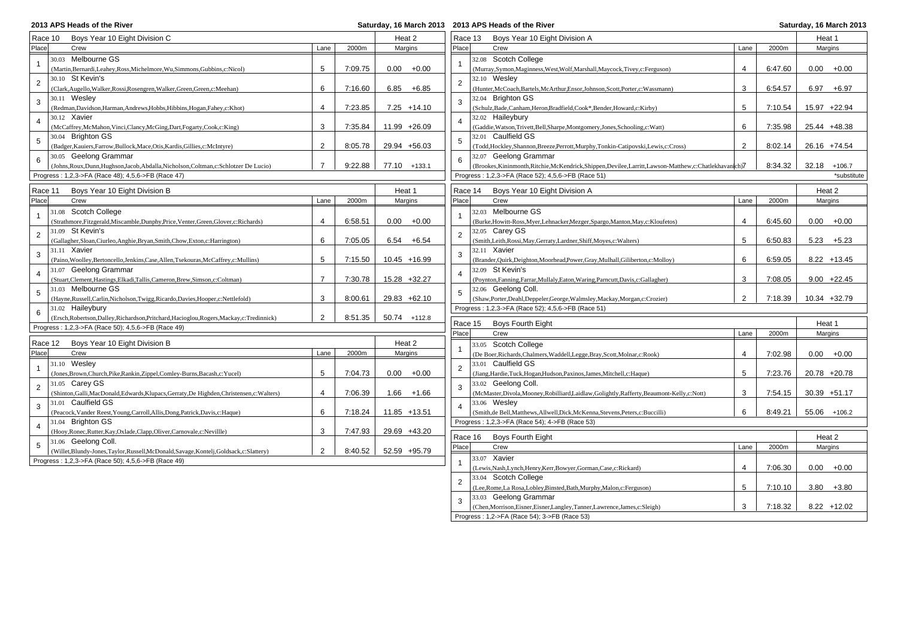## 2013 APS Heads of the River — Saturday, 16 March 2013

### Race 10 — Boys Year 10 Eight Division C — Heat 2

| Place | Crew | Lane | 2000m | Margins | |
|---|---|---|---|---|---|
| 1 | 30.03 Melbourne GS (Martin,Bernardi,Leahey,Ross,Michelmore,Wu,Simmons,Gubbins,c:Nicol) | 5 | 7:09.75 | 0.00 | +0.00 |
| 2 | 30.10 St Kevin's (Clark,Augello,Walker,Rossi,Rosengren,Walker,Green,Green,c:Meehan) | 6 | 7:16.60 | 6.85 | +6.85 |
| 3 | 30.11 Wesley (Redman,Davidson,Harman,Andrews,Hobbs,Hibbins,Hogan,Fahey,c:Khot) | 4 | 7:23.85 | 7.25 | +14.10 |
| 4 | 30.12 Xavier (McCaffrey,McMahon,Vinci,Clancy,McGing,Dart,Fogarty,Cook,c:King) | 3 | 7:35.84 | 11.99 | +26.09 |
| 5 | 30.04 Brighton GS (Badger,Kauiers,Farrow,Bullock,Mace,Otis,Kardis,Gillies,c:McIntyre) | 2 | 8:05.78 | 29.94 | +56.03 |
| 6 | 30.05 Geelong Grammar (Johns,Roux,Dunn,Hughson,Jacob,Abdalla,Nicholson,Coltman,c:Schlotzer De Lucio) | 7 | 9:22.88 | 77.10 | +133.1 |

Progress : 1,2,3->FA (Race 48); 4,5,6->FB (Race 47)

### Race 11 — Boys Year 10 Eight Division B — Heat 1

| Place | Crew | Lane | 2000m | Margins | |
|---|---|---|---|---|---|
| 1 | 31.08 Scotch College (Strathmore,Fitzgerald,Miscamble,Dunphy,Price,Venter,Green,Glover,c:Richards) | 4 | 6:58.51 | 0.00 | +0.00 |
| 2 | 31.09 St Kevin's (Gallagher,Sloan,Ciurleo,Anghie,Bryan,Smith,Chow,Exton,c:Harrington) | 6 | 7:05.05 | 6.54 | +6.54 |
| 3 | 31.11 Xavier (Paino,Woolley,Bertoncello,Jenkins,Case,Allen,Tsekouras,McCaffrey,c:Mullins) | 5 | 7:15.50 | 10.45 | +16.99 |
| 4 | 31.07 Geelong Grammar (Stuart,Clement,Hastings,Elkadi,Tallis,Cameron,Brew,Simson,c:Coltman) | 7 | 7:30.78 | 15.28 | +32.27 |
| 5 | 31.03 Melbourne GS (Hayne,Russell,Carlin,Nicholson,Twigg,Ricardo,Davies,Hooper,c:Nettlefold) | 3 | 8:00.61 | 29.83 | +62.10 |
| 6 | 31.02 Haileybury (Ersch,Robertson,Dalley,Richardson,Pritchard,Hacioglou,Rogers,Mackay,c:Tredinnick) | 2 | 8:51.35 | 50.74 | +112.8 |

Progress : 1,2,3->FA (Race 50); 4,5,6->FB (Race 49)

### Race 12 — Boys Year 10 Eight Division B — Heat 2

| Place | Crew | Lane | 2000m | Margins | |
|---|---|---|---|---|---|
| 1 | 31.10 Wesley (Jones,Brown,Church,Pike,Rankin,Zippel,Comley-Burns,Bacash,c:Yucel) | 5 | 7:04.73 | 0.00 | +0.00 |
| 2 | 31.05 Carey GS (Shinton,Galli,MacDonald,Edwards,Klupacs,Gerraty,De Highden,Christensen,c:Walters) | 4 | 7:06.39 | 1.66 | +1.66 |
| 3 | 31.01 Caulfield GS (Peacock,Vander Reest,Young,Carroll,Allis,Dong,Patrick,Davis,c:Haque) | 6 | 7:18.24 | 11.85 | +13.51 |
| 4 | 31.04 Brighton GS (Hooy,Ronec,Rutter,Kay,Oxlade,Clapp,Oliver,Carnovale,c:Nevillle) | 3 | 7:47.93 | 29.69 | +43.20 |
| 5 | 31.06 Geelong Coll. (Willet,Blundy-Jones,Taylor,Russell,McDonald,Savage,Kontelj,Goldsack,c:Slattery) | 2 | 8:40.52 | 52.59 | +95.79 |

Progress : 1,2,3->FA (Race 50); 4,5,6->FB (Race 49)

### Race 13 — Boys Year 10 Eight Division A — Heat 1

| Place | Crew | Lane | 2000m | Margins | |
|---|---|---|---|---|---|
| 1 | 32.08 Scotch College (Murray,Symon,Maginness,West,Wolf,Marshall,Maycock,Tivey,c:Ferguson) | 4 | 6:47.60 | 0.00 | +0.00 |
| 2 | 32.10 Wesley (Hunter,McCoach,Bartels,McArthur,Ensor,Johnson,Scott,Porter,c:Wassmann) | 3 | 6:54.57 | 6.97 | +6.97 |
| 3 | 32.04 Brighton GS (Schulz,Bade,Canham,Heron,Bradfield,Cook*,Bender,Howard,c:Kirby) | 5 | 7:10.54 | 15.97 | +22.94 |
| 4 | 32.02 Haileybury (Gaddie,Watson,Trivett,Bell,Sharpe,Montgomery,Jones,Schooling,c:Watt) | 6 | 7:35.98 | 25.44 | +48.38 |
| 5 | 32.01 Caulfield GS (Todd,Hockley,Shannon,Breeze,Perrott,Murphy,Tonkin-Catipovski,Lewis,c:Cross) | 2 | 8:02.14 | 26.16 | +74.54 |
| 6 | 32.07 Geelong Grammar (Brookes,Kininmonth,Ritchie,McKendrick,Shippen,Devilee,Larritt,Lawson-Matthew,c:Chatlekhavanich) | 7 | 8:34.32 | 32.18 | +106.7 |

Progress : 1,2,3->FA (Race 52); 4,5,6->FB (Race 51)

*substitute

### Race 14 — Boys Year 10 Eight Division A — Heat 2

| Place | Crew | Lane | 2000m | Margins | |
|---|---|---|---|---|---|
| 1 | 32.03 Melbourne GS (Burke,Howitt-Ross,Myer,Lehnacker,Mezger,Spargo,Manton,May,c:Kloufetos) | 4 | 6:45.60 | 0.00 | +0.00 |
| 2 | 32.05 Carey GS (Smith,Leith,Rossi,May,Gerraty,Lardner,Shiff,Moyes,c:Walters) | 5 | 6:50.83 | 5.23 | +5.23 |
| 3 | 32.11 Xavier (Brander,Quirk,Deighton,Moorhead,Power,Gray,Mulhall,Giliberton,c:Molloy) | 6 | 6:59.05 | 8.22 | +13.45 |
| 4 | 32.09 St Kevin's (Poynton,Fanning,Farrar,Mullaly,Eaton,Waring,Parncutt,Davis,c:Gallagher) | 3 | 7:08.05 | 9.00 | +22.45 |
| 5 | 32.06 Geelong Coll. (Shaw,Porter,Deahl,Deppeler,George,Walmsley,Mackay,Morgan,c:Crozier) | 2 | 7:18.39 | 10.34 | +32.79 |

Progress : 1,2,3->FA (Race 52); 4,5,6->FB (Race 51)

### Race 15 — Boys Fourth Eight — Heat 1

| Place | Crew | Lane | 2000m | Margins | |
|---|---|---|---|---|---|
| 1 | 33.05 Scotch College (De Boer,Richards,Chalmers,Waddell,Legge,Bray,Scott,Molnar,c:Rook) | 4 | 7:02.98 | 0.00 | +0.00 |
| 2 | 33.01 Caulfield GS (Jiang,Hardie,Tuck,Hogan,Hudson,Paxinos,James,Mitchell,c:Haque) | 5 | 7:23.76 | 20.78 | +20.78 |
| 3 | 33.02 Geelong Coll. (McMaster,Divola,Mooney,Robilliard,Laidlaw,Golightly,Rafferty,Beaumont-Kelly,c:Nott) | 3 | 7:54.15 | 30.39 | +51.17 |
| 4 | 33.06 Wesley (Smith,de Bell,Matthews,Allwell,Dick,McKenna,Stevens,Peters,c:Buccilli) | 6 | 8:49.21 | 55.06 | +106.2 |

Progress : 1,2,3->FA (Race 54); 4->FB (Race 53)

### Race 16 — Boys Fourth Eight — Heat 2

| Place | Crew | Lane | 2000m | Margins | |
|---|---|---|---|---|---|
| 1 | 33.07 Xavier (Lewis,Nash,Lynch,Henry,Kerr,Bowyer,Gorman,Case,c:Rickard) | 4 | 7:06.30 | 0.00 | +0.00 |
| 2 | 33.04 Scotch College (Lee,Rome,La Rosa,Lobley,Binsted,Bath,Murphy,Malon,c:Ferguson) | 5 | 7:10.10 | 3.80 | +3.80 |
| 3 | 33.03 Geelong Grammar (Chen,Morrison,Eisner,Eisner,Langley,Tanner,Lawrence,James,c:Sleigh) | 3 | 7:18.32 | 8.22 | +12.02 |

Progress : 1,2->FA (Race 54); 3->FB (Race 53)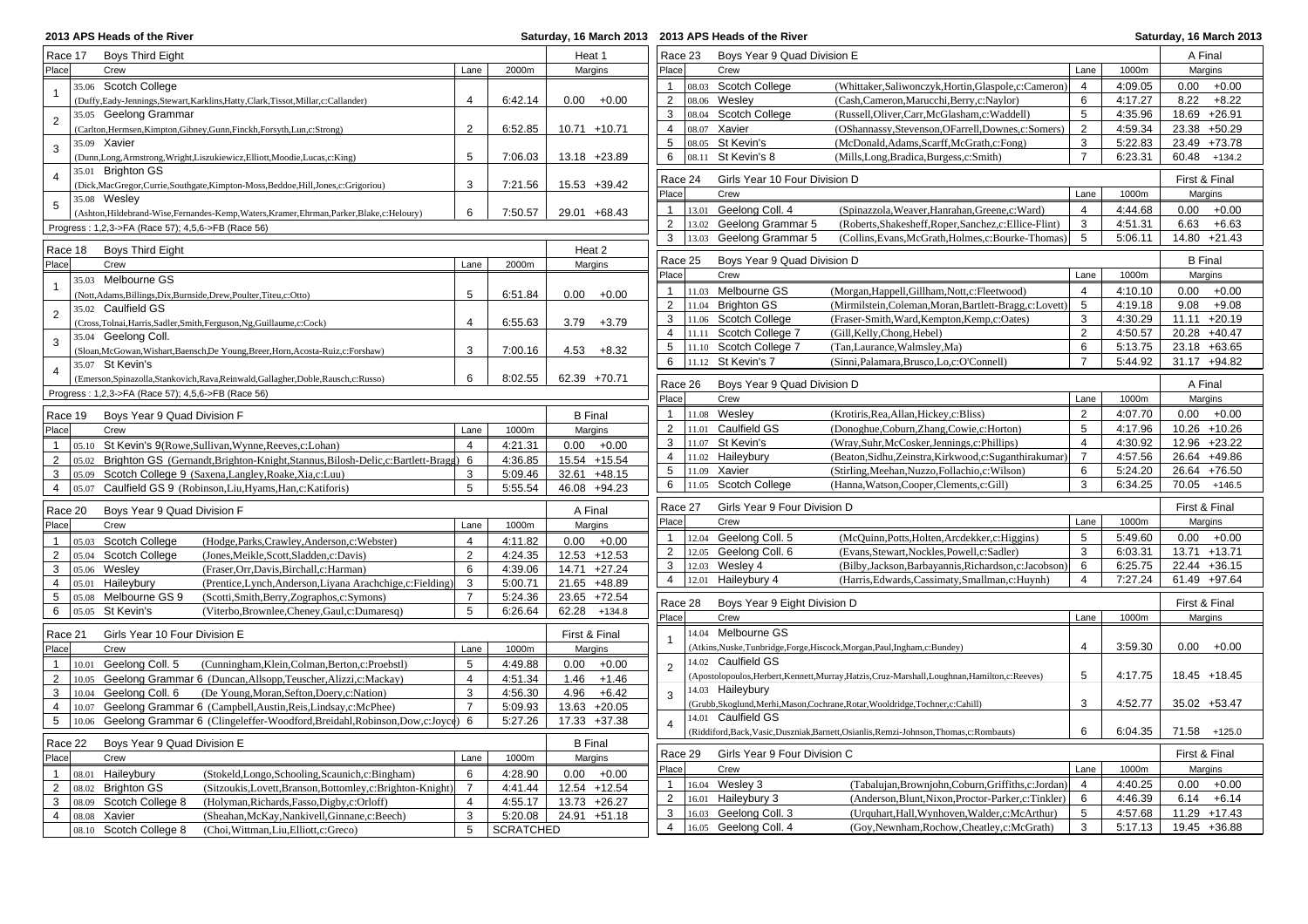## 2013 APS Heads of the River — Saturday, 16 March 2013

### Race 17 — Boys Third Eight — Heat 1

| Place | Crew | Lane | 2000m | Margins | |
|---|---|---|---|---|---|
| 1 | 35.06 Scotch College (Duffy,Eady-Jennings,Stewart,Karklins,Hatty,Clark,Tissot,Millar,c:Callander) | 4 | 6:42.14 | 0.00 | +0.00 |
| 2 | 35.05 Geelong Grammar (Carlton,Hermsen,Kimpton,Gibney,Gunn,Finckh,Forsyth,Lun,c:Strong) | 2 | 6:52.85 | 10.71 | +10.71 |
| 3 | 35.09 Xavier (Dunn,Long,Armstrong,Wright,Liszukiewicz,Elliott,Moodie,Lucas,c:King) | 5 | 7:06.03 | 13.18 | +23.89 |
| 4 | 35.01 Brighton GS (Dick,MacGregor,Currie,Southgate,Kimpton-Moss,Beddoe,Hill,Jones,c:Grigoriou) | 3 | 7:21.56 | 15.53 | +39.42 |
| 5 | 35.08 Wesley (Ashton,Hildebrand-Wise,Fernandes-Kemp,Waters,Kramer,Ehrman,Parker,Blake,c:Heloury) | 6 | 7:50.57 | 29.01 | +68.43 |

Progress : 1,2,3->FA (Race 57); 4,5,6->FB (Race 56)

### Race 18 — Boys Third Eight — Heat 2

| Place | Crew | Lane | 2000m | Margins | |
|---|---|---|---|---|---|
| 1 | 35.03 Melbourne GS (Nott,Adams,Billings,Dix,Burnside,Drew,Poulter,Titeu,c:Otto) | 5 | 6:51.84 | 0.00 | +0.00 |
| 2 | 35.02 Caulfield GS (Cross,Tolnai,Harris,Sadler,Smith,Ferguson,Ng,Guillaume,c:Cock) | 4 | 6:55.63 | 3.79 | +3.79 |
| 3 | 35.04 Geelong Coll. (Sloan,McGowan,Wishart,Baensch,De Young,Breer,Horn,Acosta-Ruiz,c:Forshaw) | 3 | 7:00.16 | 4.53 | +8.32 |
| 4 | 35.07 St Kevin's (Emerson,Spinazolla,Stankovich,Rava,Reinwald,Gallagher,Doble,Rausch,c:Russo) | 6 | 8:02.55 | 62.39 | +70.71 |

Progress : 1,2,3->FA (Race 57); 4,5,6->FB (Race 56)

### Race 19 — Boys Year 9 Quad Division F — B Final

| Place | Crew | Lane | 1000m | Margins | |
|---|---|---|---|---|---|
| 1 | 05.10 St Kevin's 9(Rowe,Sullivan,Wynne,Reeves,c:Lohan) | 4 | 4:21.31 | 0.00 | +0.00 |
| 2 | 05.02 Brighton GS (Gernandt,Brighton-Knight,Stannus,Bilosh-Delic,c:Bartlett-Bragg) | 6 | 4:36.85 | 15.54 | +15.54 |
| 3 | 05.09 Scotch College 9 (Saxena,Langley,Roake,Xia,c:Luu) | 3 | 5:09.46 | 32.61 | +48.15 |
| 4 | 05.07 Caulfield GS 9 (Robinson,Liu,Hyams,Han,c:Katiforis) | 5 | 5:55.54 | 46.08 | +94.23 |

### Race 20 — Boys Year 9 Quad Division F — A Final

| Place | Crew | | Lane | 1000m | Margins | |
|---|---|---|---|---|---|---|
| 1 | 05.03 Scotch College | (Hodge,Parks,Crawley,Anderson,c:Webster) | 4 | 4:11.82 | 0.00 | +0.00 |
| 2 | 05.04 Scotch College | (Jones,Meikle,Scott,Sladden,c:Davis) | 2 | 4:24.35 | 12.53 | +12.53 |
| 3 | 05.06 Wesley | (Fraser,Orr,Davis,Birchall,c:Harman) | 6 | 4:39.06 | 14.71 | +27.24 |
| 4 | 05.01 Haileybury | (Prentice,Lynch,Anderson,Liyana Arachchige,c:Fielding) | 3 | 5:00.71 | 21.65 | +48.89 |
| 5 | 05.08 Melbourne GS 9 | (Scotti,Smith,Berry,Zographos,c:Symons) | 7 | 5:24.36 | 23.65 | +72.54 |
| 6 | 05.05 St Kevin's | (Viterbo,Brownlee,Cheney,Gaul,c:Dumaresq) | 5 | 6:26.64 | 62.28 | +134.8 |

### Race 21 — Girls Year 10 Four Division E — First & Final

| Place | Crew | | Lane | 1000m | Margins | |
|---|---|---|---|---|---|---|
| 1 | 10.01 Geelong Coll. 5 | (Cunningham,Klein,Colman,Berton,c:Proebstl) | 5 | 4:49.88 | 0.00 | +0.00 |
| 2 | 10.05 Geelong Grammar 6 | (Duncan,Allsopp,Teuscher,Alizzi,c:Mackay) | 4 | 4:51.34 | 1.46 | +1.46 |
| 3 | 10.04 Geelong Coll. 6 | (De Young,Moran,Sefton,Doery,c:Nation) | 3 | 4:56.30 | 4.96 | +6.42 |
| 4 | 10.07 Geelong Grammar 6 | (Campbell,Austin,Reis,Lindsay,c:McPhee) | 7 | 5:09.93 | 13.63 | +20.05 |
| 5 | 10.06 Geelong Grammar 6 | (Clingeleffer-Woodford,Breidahl,Robinson,Dow,c:Joyce) | 6 | 5:27.26 | 17.33 | +37.38 |

### Race 22 — Boys Year 9 Quad Division E — B Final

| Place | Crew | | Lane | 1000m | Margins | |
|---|---|---|---|---|---|---|
| 1 | 08.01 Haileybury | (Stokeld,Longo,Schooling,Scaunich,c:Bingham) | 6 | 4:28.90 | 0.00 | +0.00 |
| 2 | 08.02 Brighton GS | (Sitzoukis,Lovett,Branson,Bottomley,c:Brighton-Knight) | 7 | 4:41.44 | 12.54 | +12.54 |
| 3 | 08.09 Scotch College 8 | (Holyman,Richards,Fasso,Digby,c:Orloff) | 4 | 4:55.17 | 13.73 | +26.27 |
| 4 | 08.08 Xavier | (Sheahan,McKay,Nankivell,Ginnane,c:Beech) | 3 | 5:20.08 | 24.91 | +51.18 |
| | 08.10 Scotch College 8 | (Choi,Wittman,Liu,Elliott,c:Greco) | 5 | SCRATCHED | | |

### Race 23 — Boys Year 9 Quad Division E — A Final

| Place | Crew | | Lane | 1000m | Margins | |
|---|---|---|---|---|---|---|
| 1 | 08.03 Scotch College | (Whittaker,Saliwonczyk,Hortin,Glaspole,c:Cameron) | 4 | 4:09.05 | 0.00 | +0.00 |
| 2 | 08.06 Wesley | (Cash,Cameron,Marucchi,Berry,c:Naylor) | 6 | 4:17.27 | 8.22 | +8.22 |
| 3 | 08.04 Scotch College | (Russell,Oliver,Carr,McGlasham,c:Waddell) | 5 | 4:35.96 | 18.69 | +26.91 |
| 4 | 08.07 Xavier | (OShannassy,Stevenson,OFarrell,Downes,c:Somers) | 2 | 4:59.34 | 23.38 | +50.29 |
| 5 | 08.05 St Kevin's | (McDonald,Adams,Scarff,McGrath,c:Fong) | 3 | 5:22.83 | 23.49 | +73.78 |
| 6 | 08.11 St Kevin's 8 | (Mills,Long,Bradica,Burgess,c:Smith) | 7 | 6:23.31 | 60.48 | +134.2 |

### Race 24 — Girls Year 10 Four Division D — First & Final

| Place | Crew | | Lane | 1000m | Margins | |
|---|---|---|---|---|---|---|
| 1 | 13.01 Geelong Coll. 4 | (Spinazzola,Weaver,Hanrahan,Greene,c:Ward) | 4 | 4:44.68 | 0.00 | +0.00 |
| 2 | 13.02 Geelong Grammar 5 | (Roberts,Shakesheff,Roper,Sanchez,c:Ellice-Flint) | 3 | 4:51.31 | 6.63 | +6.63 |
| 3 | 13.03 Geelong Grammar 5 | (Collins,Evans,McGrath,Holmes,c:Bourke-Thomas) | 5 | 5:06.11 | 14.80 | +21.43 |

### Race 25 — Boys Year 9 Quad Division D — B Final

| Place | Crew | | Lane | 1000m | Margins | |
|---|---|---|---|---|---|---|
| 1 | 11.03 Melbourne GS | (Morgan,Happell,Gillham,Nott,c:Fleetwood) | 4 | 4:10.10 | 0.00 | +0.00 |
| 2 | 11.04 Brighton GS | (Mirmilstein,Coleman,Moran,Bartlett-Bragg,c:Lovett) | 5 | 4:19.18 | 9.08 | +9.08 |
| 3 | 11.06 Scotch College | (Fraser-Smith,Ward,Kempton,Kemp,c:Oates) | 3 | 4:30.29 | 11.11 | +20.19 |
| 4 | 11.11 Scotch College 7 | (Gill,Kelly,Chong,Hebel) | 2 | 4:50.57 | 20.28 | +40.47 |
| 5 | 11.10 Scotch College 7 | (Tan,Laurance,Walmsley,Ma) | 6 | 5:13.75 | 23.18 | +63.65 |
| 6 | 11.12 St Kevin's 7 | (Sinni,Palamara,Brusco,Lo,c:O'Connell) | 7 | 5:44.92 | 31.17 | +94.82 |

### Race 26 — Boys Year 9 Quad Division D — A Final

| Place | Crew | | Lane | 1000m | Margins | |
|---|---|---|---|---|---|---|
| 1 | 11.08 Wesley | (Krotiris,Rea,Allan,Hickey,c:Bliss) | 2 | 4:07.70 | 0.00 | +0.00 |
| 2 | 11.01 Caulfield GS | (Donoghue,Coburn,Zhang,Cowie,c:Horton) | 5 | 4:17.96 | 10.26 | +10.26 |
| 3 | 11.07 St Kevin's | (Wray,Suhr,McCosker,Jennings,c:Phillips) | 4 | 4:30.92 | 12.96 | +23.22 |
| 4 | 11.02 Haileybury | (Beaton,Sidhu,Zeinstra,Kirkwood,c:Suganthirakumar) | 7 | 4:57.56 | 26.64 | +49.86 |
| 5 | 11.09 Xavier | (Stirling,Meehan,Nuzzo,Follachio,c:Wilson) | 6 | 5:24.20 | 26.64 | +76.50 |
| 6 | 11.05 Scotch College | (Hanna,Watson,Cooper,Clements,c:Gill) | 3 | 6:34.25 | 70.05 | +146.5 |

### Race 27 — Girls Year 9 Four Division D — First & Final

| Place | Crew | | Lane | 1000m | Margins | |
|---|---|---|---|---|---|---|
| 1 | 12.04 Geelong Coll. 5 | (McQuinn,Potts,Holten,Arcdekker,c:Higgins) | 5 | 5:49.60 | 0.00 | +0.00 |
| 2 | 12.05 Geelong Coll. 6 | (Evans,Stewart,Nockles,Powell,c:Sadler) | 3 | 6:03.31 | 13.71 | +13.71 |
| 3 | 12.03 Wesley 4 | (Bilby,Jackson,Barbayannis,Richardson,c:Jacobson) | 6 | 6:25.75 | 22.44 | +36.15 |
| 4 | 12.01 Haileybury 4 | (Harris,Edwards,Cassimaty,Smallman,c:Huynh) | 4 | 7:27.24 | 61.49 | +97.64 |

### Race 28 — Boys Year 9 Eight Division D — First & Final

| Place | Crew | Lane | 1000m | Margins | |
|---|---|---|---|---|---|
| 1 | 14.04 Melbourne GS (Atkins,Nuske,Tunbridge,Forge,Hiscock,Morgan,Paul,Ingham,c:Bundey) | 4 | 3:59.30 | 0.00 | +0.00 |
| 2 | 14.02 Caulfield GS (Apostolopoulos,Herbert,Kennett,Murray,Hatzis,Cruz-Marshall,Loughnan,Hamilton,c:Reeves) | 5 | 4:17.75 | 18.45 | +18.45 |
| 3 | 14.03 Haileybury (Grubb,Skoglund,Merhi,Mason,Cochrane,Rotar,Wooldridge,Tochner,c:Cahill) | 3 | 4:52.77 | 35.02 | +53.47 |
| 4 | 14.01 Caulfield GS (Riddiford,Back,Vasic,Duszniak,Barnett,Osianlis,Remzi-Johnson,Thomas,c:Rombauts) | 6 | 6:04.35 | 71.58 | +125.0 |

### Race 29 — Girls Year 9 Four Division C — First & Final

| Place | Crew | | Lane | 1000m | Margins | |
|---|---|---|---|---|---|---|
| 1 | 16.04 Wesley 3 | (Tabalujan,Brownjohn,Coburn,Griffiths,c:Jordan) | 4 | 4:40.25 | 0.00 | +0.00 |
| 2 | 16.01 Haileybury 3 | (Anderson,Blunt,Nixon,Proctor-Parker,c:Tinkler) | 6 | 4:46.39 | 6.14 | +6.14 |
| 3 | 16.03 Geelong Coll. 3 | (Urquhart,Hall,Wynhoven,Walder,c:McArthur) | 5 | 4:57.68 | 11.29 | +17.43 |
| 4 | 16.05 Geelong Coll. 4 | (Goy,Newnham,Rochow,Cheatley,c:McGrath) | 3 | 5:17.13 | 19.45 | +36.88 |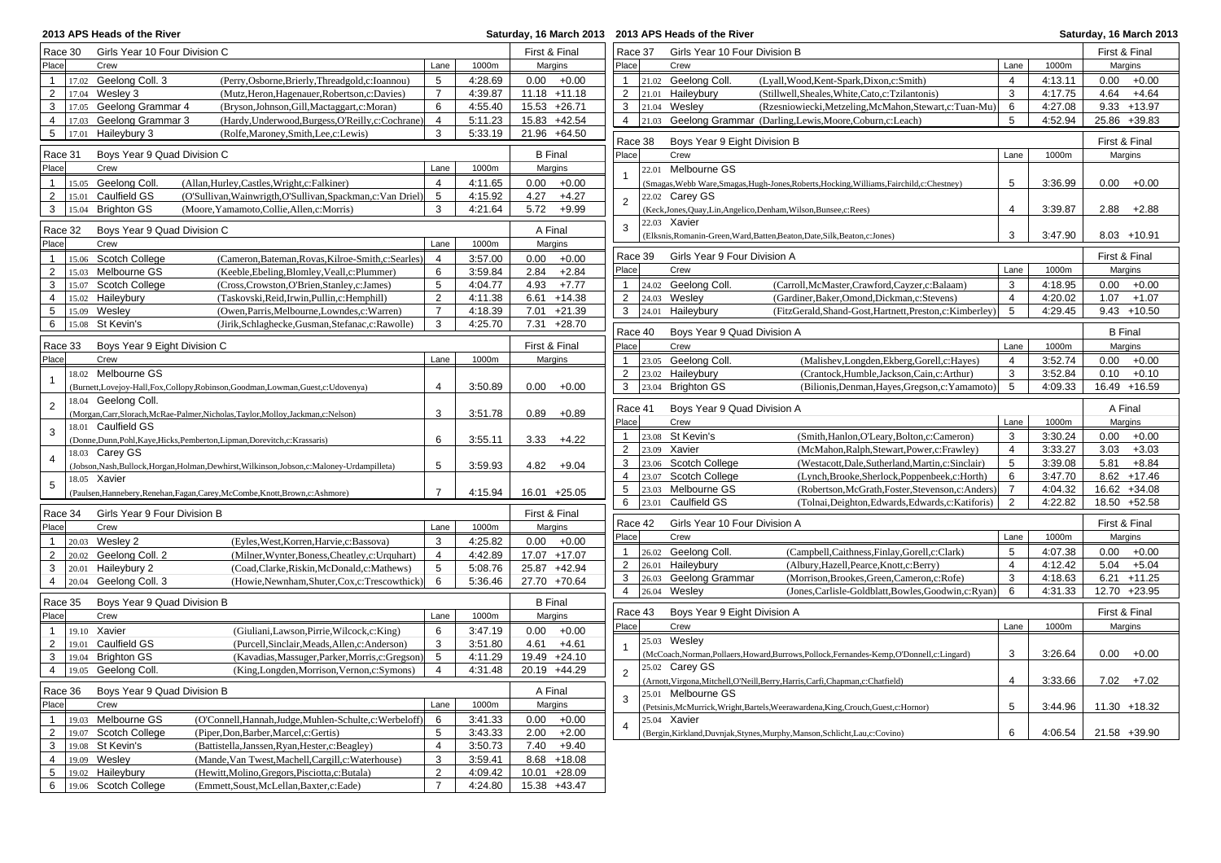## 2013 APS Heads of the River

Saturday, 16 March 2013

### Race 30 Girls Year 10 Four Division C — First & Final

| Place | | Crew | | Lane | 1000m | Margins | |
|---|---|---|---|---|---|---|---|
| 1 | 17.02 | Geelong Coll. 3 | (Perry,Osborne,Brierly,Threadgold,c:Ioannou) | 5 | 4:28.69 | 0.00 | +0.00 |
| 2 | 17.04 | Wesley 3 | (Mutz,Heron,Hagenauer,Robertson,c:Davies) | 7 | 4:39.87 | 11.18 | +11.18 |
| 3 | 17.05 | Geelong Grammar 4 | (Bryson,Johnson,Gill,Mactaggart,c:Moran) | 6 | 4:55.40 | 15.53 | +26.71 |
| 4 | 17.03 | Geelong Grammar 3 | (Hardy,Underwood,Burgess,O'Reilly,c:Cochrane) | 4 | 5:11.23 | 15.83 | +42.54 |
| 5 | 17.01 | Haileybury 3 | (Rolfe,Maroney,Smith,Lee,c:Lewis) | 3 | 5:33.19 | 21.96 | +64.50 |

### Race 31 Boys Year 9 Quad Division C — B Final

| Place | | Crew | | Lane | 1000m | Margins | |
|---|---|---|---|---|---|---|---|
| 1 | 15.05 | Geelong Coll. | (Allan,Hurley,Castles,Wright,c:Falkiner) | 4 | 4:11.65 | 0.00 | +0.00 |
| 2 | 15.01 | Caulfield GS | (O'Sullivan,Wainwrigth,O'Sullivan,Spackman,c:Van Driel) | 5 | 4:15.92 | 4.27 | +4.27 |
| 3 | 15.04 | Brighton GS | (Moore,Yamamoto,Collie,Allen,c:Morris) | 3 | 4:21.64 | 5.72 | +9.99 |

### Race 32 Boys Year 9 Quad Division C — A Final

| Place | | Crew | | Lane | 1000m | Margins | |
|---|---|---|---|---|---|---|---|
| 1 | 15.06 | Scotch College | (Cameron,Bateman,Rovas,Kilroe-Smith,c:Searles) | 4 | 3:57.00 | 0.00 | +0.00 |
| 2 | 15.03 | Melbourne GS | (Keeble,Ebeling,Blomley,Veall,c:Plummer) | 6 | 3:59.84 | 2.84 | +2.84 |
| 3 | 15.07 | Scotch College | (Cross,Crowston,O'Brien,Stanley,c:James) | 5 | 4:04.77 | 4.93 | +7.77 |
| 4 | 15.02 | Haileybury | (Taskovski,Reid,Irwin,Pullin,c:Hemphill) | 2 | 4:11.38 | 6.61 | +14.38 |
| 5 | 15.09 | Wesley | (Owen,Parris,Melbourne,Lowndes,c:Warren) | 7 | 4:18.39 | 7.01 | +21.39 |
| 6 | 15.08 | St Kevin's | (Jirik,Schlaghecke,Gusman,Stefanac,c:Rawolle) | 3 | 4:25.70 | 7.31 | +28.70 |

### Race 33 Boys Year 9 Eight Division C — First & Final

| Place | | Crew | | Lane | 1000m | Margins | |
|---|---|---|---|---|---|---|---|
| 1 | 18.02 | Melbourne GS | (Burnett,Lovejoy-Hall,Fox,Collopy,Robinson,Goodman,Lowman,Guest,c:Udovenya) | 4 | 3:50.89 | 0.00 | +0.00 |
| 2 | 18.04 | Geelong Coll. | (Morgan,Carr,Slorach,McRae-Palmer,Nicholas,Taylor,Molloy,Jackman,c:Nelson) | 3 | 3:51.78 | 0.89 | +0.89 |
| 3 | 18.01 | Caulfield GS | (Donne,Dunn,Pohl,Kaye,Hicks,Pemberton,Lipman,Dorevitch,c:Krassaris) | 6 | 3:55.11 | 3.33 | +4.22 |
| 4 | 18.03 | Carey GS | (Jobson,Nash,Bullock,Horgan,Holman,Dewhirst,Wilkinson,Jobson,c:Maloney-Urdampilleta) | 5 | 3:59.93 | 4.82 | +9.04 |
| 5 | 18.05 | Xavier | (Paulsen,Hannebery,Renehan,Fagan,Carey,McCombe,Knott,Brown,c:Ashmore) | 7 | 4:15.94 | 16.01 | +25.05 |

### Race 34 Girls Year 9 Four Division B — First & Final

| Place | | Crew | | Lane | 1000m | Margins | |
|---|---|---|---|---|---|---|---|
| 1 | 20.03 | Wesley 2 | (Eyles,West,Korren,Harvie,c:Bassova) | 3 | 4:25.82 | 0.00 | +0.00 |
| 2 | 20.02 | Geelong Coll. 2 | (Milner,Wynter,Boness,Cheatley,c:Urquhart) | 4 | 4:42.89 | 17.07 | +17.07 |
| 3 | 20.01 | Haileybury 2 | (Coad,Clarke,Riskin,McDonald,c:Mathews) | 5 | 5:08.76 | 25.87 | +42.94 |
| 4 | 20.04 | Geelong Coll. 3 | (Howie,Newnham,Shuter,Cox,c:Trescowthick) | 6 | 5:36.46 | 27.70 | +70.64 |

### Race 35 Boys Year 9 Quad Division B — B Final

| Place | | Crew | | Lane | 1000m | Margins | |
|---|---|---|---|---|---|---|---|
| 1 | 19.10 | Xavier | (Giuliani,Lawson,Pirrie,Wilcock,c:King) | 6 | 3:47.19 | 0.00 | +0.00 |
| 2 | 19.01 | Caulfield GS | (Purcell,Sinclair,Meads,Allen,c:Anderson) | 3 | 3:51.80 | 4.61 | +4.61 |
| 3 | 19.04 | Brighton GS | (Kavadias,Massuger,Parker,Morris,c:Gregson) | 5 | 4:11.29 | 19.49 | +24.10 |
| 4 | 19.05 | Geelong Coll. | (King,Longden,Morrison,Vernon,c:Symons) | 4 | 4:31.48 | 20.19 | +44.29 |

### Race 36 Boys Year 9 Quad Division B — A Final

| Place | | Crew | | Lane | 1000m | Margins | |
|---|---|---|---|---|---|---|---|
| 1 | 19.03 | Melbourne GS | (O'Connell,Hannah,Judge,Muhlen-Schulte,c:Werbeloff) | 6 | 3:41.33 | 0.00 | +0.00 |
| 2 | 19.07 | Scotch College | (Piper,Don,Barber,Marcel,c:Gertis) | 5 | 3:43.33 | 2.00 | +2.00 |
| 3 | 19.08 | St Kevin's | (Battistella,Janssen,Ryan,Hester,c:Beagley) | 4 | 3:50.73 | 7.40 | +9.40 |
| 4 | 19.09 | Wesley | (Mande,Van Twest,Machell,Cargill,c:Waterhouse) | 3 | 3:59.41 | 8.68 | +18.08 |
| 5 | 19.02 | Haileybury | (Hewitt,Molino,Gregors,Pisciotta,c:Butala) | 2 | 4:09.42 | 10.01 | +28.09 |
| 6 | 19.06 | Scotch College | (Emmett,Soust,McLellan,Baxter,c:Eade) | 7 | 4:24.80 | 15.38 | +43.47 |

### Race 37 Girls Year 10 Four Division B — First & Final

| Place | | Crew | | Lane | 1000m | Margins | |
|---|---|---|---|---|---|---|---|
| 1 | 21.02 | Geelong Coll. | (Lyall,Wood,Kent-Spark,Dixon,c:Smith) | 4 | 4:13.11 | 0.00 | +0.00 |
| 2 | 21.01 | Haileybury | (Stillwell,Sheales,White,Cato,c:Tzilantonis) | 3 | 4:17.75 | 4.64 | +4.64 |
| 3 | 21.04 | Wesley | (Rzesniowiecki,Metzeling,McMahon,Stewart,c:Tuan-Mu) | 6 | 4:27.08 | 9.33 | +13.97 |
| 4 | 21.03 | Geelong Grammar | (Darling,Lewis,Moore,Coburn,c:Leach) | 5 | 4:52.94 | 25.86 | +39.83 |

### Race 38 Boys Year 9 Eight Division B — First & Final

| Place | | Crew | | Lane | 1000m | Margins | |
|---|---|---|---|---|---|---|---|
| 1 | 22.01 | Melbourne GS | (Smagas,Webb Ware,Smagas,Hugh-Jones,Roberts,Hocking,Williams,Fairchild,c:Chestney) | 5 | 3:36.99 | 0.00 | +0.00 |
| 2 | 22.02 | Carey GS | (Keck,Jones,Quay,Lin,Angelico,Denham,Wilson,Bunsee,c:Rees) | 4 | 3:39.87 | 2.88 | +2.88 |
| 3 | 22.03 | Xavier | (Elksnis,Romanin-Green,Ward,Batten,Beaton,Date,Silk,Beaton,c:Jones) | 3 | 3:47.90 | 8.03 | +10.91 |

### Race 39 Girls Year 9 Four Division A — First & Final

| Place | | Crew | | Lane | 1000m | Margins | |
|---|---|---|---|---|---|---|---|
| 1 | 24.02 | Geelong Coll. | (Carroll,McMaster,Crawford,Cayzer,c:Balaam) | 3 | 4:18.95 | 0.00 | +0.00 |
| 2 | 24.03 | Wesley | (Gardiner,Baker,Omond,Dickman,c:Stevens) | 4 | 4:20.02 | 1.07 | +1.07 |
| 3 | 24.01 | Haileybury | (FitzGerald,Shand-Gost,Hartnett,Preston,c:Kimberley) | 5 | 4:29.45 | 9.43 | +10.50 |

### Race 40 Boys Year 9 Quad Division A — B Final

| Place | | Crew | | Lane | 1000m | Margins | |
|---|---|---|---|---|---|---|---|
| 1 | 23.05 | Geelong Coll. | (Malishev,Longden,Ekberg,Gorell,c:Hayes) | 4 | 3:52.74 | 0.00 | +0.00 |
| 2 | 23.02 | Haileybury | (Crantock,Humble,Jackson,Cain,c:Arthur) | 3 | 3:52.84 | 0.10 | +0.10 |
| 3 | 23.04 | Brighton GS | (Bilionis,Denman,Hayes,Gregson,c:Yamamoto) | 5 | 4:09.33 | 16.49 | +16.59 |

### Race 41 Boys Year 9 Quad Division A — A Final

| Place | | Crew | | Lane | 1000m | Margins | |
|---|---|---|---|---|---|---|---|
| 1 | 23.08 | St Kevin's | (Smith,Hanlon,O'Leary,Bolton,c:Cameron) | 3 | 3:30.24 | 0.00 | +0.00 |
| 2 | 23.09 | Xavier | (McMahon,Ralph,Stewart,Power,c:Frawley) | 4 | 3:33.27 | 3.03 | +3.03 |
| 3 | 23.06 | Scotch College | (Westacott,Dale,Sutherland,Martin,c:Sinclair) | 5 | 3:39.08 | 5.81 | +8.84 |
| 4 | 23.07 | Scotch College | (Lynch,Brooke,Sherlock,Poppenbeek,c:Horth) | 6 | 3:47.70 | 8.62 | +17.46 |
| 5 | 23.03 | Melbourne GS | (Robertson,McGrath,Foster,Stevenson,c:Anders) | 7 | 4:04.32 | 16.62 | +34.08 |
| 6 | 23.01 | Caulfield GS | (Tolnai,Deighton,Edwards,Edwards,c:Katiforis) | 2 | 4:22.82 | 18.50 | +52.58 |

### Race 42 Girls Year 10 Four Division A — First & Final

| Place | | Crew | | Lane | 1000m | Margins | |
|---|---|---|---|---|---|---|---|
| 1 | 26.02 | Geelong Coll. | (Campbell,Caithness,Finlay,Gorell,c:Clark) | 5 | 4:07.38 | 0.00 | +0.00 |
| 2 | 26.01 | Haileybury | (Albury,Hazell,Pearce,Knott,c:Berry) | 4 | 4:12.42 | 5.04 | +5.04 |
| 3 | 26.03 | Geelong Grammar | (Morrison,Brookes,Green,Cameron,c:Rofe) | 3 | 4:18.63 | 6.21 | +11.25 |
| 4 | 26.04 | Wesley | (Jones,Carlisle-Goldblatt,Bowles,Goodwin,c:Ryan) | 6 | 4:31.33 | 12.70 | +23.95 |

### Race 43 Boys Year 9 Eight Division A — First & Final

| Place | | Crew | | Lane | 1000m | Margins | |
|---|---|---|---|---|---|---|---|
| 1 | 25.03 | Wesley | (McCoach,Norman,Pollaers,Howard,Burrows,Pollock,Fernandes-Kemp,O'Donnell,c:Lingard) | 3 | 3:26.64 | 0.00 | +0.00 |
| 2 | 25.02 | Carey GS | (Arnott,Virgona,Mitchell,O'Neill,Berry,Harris,Carfi,Chapman,c:Chatfield) | 4 | 3:33.66 | 7.02 | +7.02 |
| 3 | 25.01 | Melbourne GS | (Petsinis,McMurrick,Wright,Bartels,Weerawardena,King,Crouch,Guest,c:Hornor) | 5 | 3:44.96 | 11.30 | +18.32 |
| 4 | 25.04 | Xavier | (Bergin,Kirkland,Duvnjak,Stynes,Murphy,Manson,Schlicht,Lau,c:Covino) | 6 | 4:06.54 | 21.58 | +39.90 |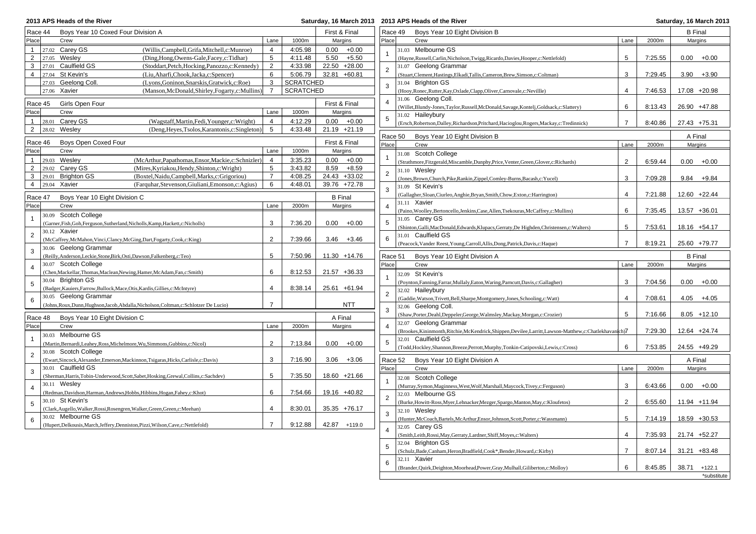## 2013 APS Heads of the River

Saturday, 16 March 2013

### Race 44 Boys Year 10 Coxed Four Division A — First & Final

| Place | Crew | | Lane | 1000m | Margins |
|---|---|---|---|---|---|
| 1 | 27.02 Carey GS | (Willis,Campbell,Grifa,Mitchell,c:Munroe) | 4 | 4:05.98 | 0.00 +0.00 |
| 2 | 27.05 Wesley | (Ding,Hong,Owens-Gale,Facey,c:Tidhar) | 5 | 4:11.48 | 5.50 +5.50 |
| 3 | 27.01 Caulfield GS | (Stoddart,Petch,Hocking,Panozzo,c:Kennedy) | 2 | 4:33.98 | 22.50 +28.00 |
| 4 | 27.04 St Kevin's | (Liu,Aharfi,Chook,Jacka,c:Spencer) | 6 | 5:06.79 | 32.81 +60.81 |
| | 27.03 Geelong Coll. | (Lyons,Goninon,Snarskis,Gratwick,c:Roe) | 3 | SCRATCHED | |
| | 27.06 Xavier | (Manson,McDonald,Shirley,Fogarty,c:Mullins) | 7 | SCRATCHED | |

### Race 45 Girls Open Four — First & Final

| Place | Crew | | Lane | 1000m | Margins |
|---|---|---|---|---|---|
| 1 | 28.01 Carey GS | (Wagstaff,Martin,Fedi,Younger,c:Wright) | 4 | 4:12.29 | 0.00 +0.00 |
| 2 | 28.02 Wesley | (Deng,Heyes,Tsolos,Karantonis,c:Singleton) | 5 | 4:33.48 | 21.19 +21.19 |

### Race 46 Boys Open Coxed Four — First & Final

| Place | Crew | | Lane | 1000m | Margins |
|---|---|---|---|---|---|
| 1 | 29.03 Wesley | (McArthur,Papathomas,Ensor,Mackie,c:Schnizler) | 4 | 3:35.23 | 0.00 +0.00 |
| 2 | 29.02 Carey GS | (Mires,Kyriakou,Hendy,Shinton,c:Wright) | 5 | 3:43.82 | 8.59 +8.59 |
| 3 | 29.01 Brighton GS | (Boxtel,Naidu,Campbell,Marks,c:Grigoriou) | 7 | 4:08.25 | 24.43 +33.02 |
| 4 | 29.04 Xavier | (Farquhar,Stevenson,Giuliani,Emonson,c:Agius) | 6 | 4:48.01 | 39.76 +72.78 |

### Race 47 Boys Year 10 Eight Division C — B Final

| Place | Crew | Lane | 2000m | Margins |
|---|---|---|---|---|
| 1 | 30.09 Scotch College (Garner,Fish,Goh,Ferguson,Sutherland,Nicholls,Kamp,Hackett,c:Nicholls) | 3 | 7:36.20 | 0.00 +0.00 |
| 2 | 30.12 Xavier (McCaffrey,McMahon,Vinci,Clancy,McGing,Dart,Fogarty,Cook,c:King) | 2 | 7:39.66 | 3.46 +3.46 |
| 3 | 30.06 Geelong Grammar (Reilly,Anderson,Leckie,Stone,Birk,Osti,Dawson,Falkenberg,c:Teo) | 5 | 7:50.96 | 11.30 +14.76 |
| 4 | 30.07 Scotch College (Chen,Mackellar,Thomas,Maclean,Newing,Hamer,McAdam,Fan,c:Smith) | 6 | 8:12.53 | 21.57 +36.33 |
| 5 | 30.04 Brighton GS (Badger,Kauiers,Farrow,Bullock,Mace,Otis,Kardis,Gillies,c:McIntyre) | 4 | 8:38.14 | 25.61 +61.94 |
| 6 | 30.05 Geelong Grammar (Johns,Roux,Dunn,Hughson,Jacob,Abdalla,Nicholson,Coltman,c:Schlotzer De Lucio) | 7 | | NTT |

### Race 48 Boys Year 10 Eight Division C — A Final

| Place | Crew | Lane | 2000m | Margins |
|---|---|---|---|---|
| 1 | 30.03 Melbourne GS (Martin,Bernardi,Leahey,Ross,Michelmore,Wu,Simmons,Gubbins,c:Nicol) | 2 | 7:13.84 | 0.00 +0.00 |
| 2 | 30.08 Scotch College (Ewart,Sincock,Alexander,Emerson,Mackinnon,Tsigaras,Hicks,Carlisle,c:Davis) | 3 | 7:16.90 | 3.06 +3.06 |
| 3 | 30.01 Caulfield GS (Sherman,Harris,Tobin-Underwood,Scott,Sabet,Hosking,Grewal,Collins,c:Sachdev) | 5 | 7:35.50 | 18.60 +21.66 |
| 4 | 30.11 Wesley (Redman,Davidson,Harman,Andrews,Hobbs,Hibbins,Hogan,Fahey,c:Khot) | 6 | 7:54.66 | 19.16 +40.82 |
| 5 | 30.10 St Kevin's (Clark,Augello,Walker,Rossi,Rosengren,Walker,Green,Green,c:Meehan) | 4 | 8:30.01 | 35.35 +76.17 |
| 6 | 30.02 Melbourne GS (Hupert,Delkousis,March,Jeffery,Denniston,Pizzi,Wilson,Cave,c:Nettlefold) | 7 | 9:12.88 | 42.87 +119.0 |

### Race 49 Boys Year 10 Eight Division B — B Final

| Place | Crew | Lane | 2000m | Margins |
|---|---|---|---|---|
| 1 | 31.03 Melbourne GS (Hayne,Russell,Carlin,Nicholson,Twigg,Ricardo,Davies,Hooper,c:Nettlefold) | 5 | 7:25.55 | 0.00 +0.00 |
| 2 | 31.07 Geelong Grammar (Stuart,Clement,Hastings,Elkadi,Tallis,Cameron,Brew,Simson,c:Coltman) | 3 | 7:29.45 | 3.90 +3.90 |
| 3 | 31.04 Brighton GS (Hooy,Ronec,Rutter,Kay,Oxlade,Clapp,Oliver,Carnovale,c:Neville) | 4 | 7:46.53 | 17.08 +20.98 |
| 4 | 31.06 Geelong Coll. (Willet,Blundy-Jones,Taylor,Russell,McDonald,Savage,Kontelj,Goldsack,c:Slattery) | 6 | 8:13.43 | 26.90 +47.88 |
| 5 | 31.02 Haileybury (Ersch,Robertson,Dalley,Richardson,Pritchard,Hacioglou,Rogers,Mackay,c:Tredinnick) | 7 | 8:40.86 | 27.43 +75.31 |

### Race 50 Boys Year 10 Eight Division B — A Final

| Place | Crew | Lane | 2000m | Margins |
|---|---|---|---|---|
| 1 | 31.08 Scotch College (Strathmore,Fitzgerald,Miscamble,Dunphy,Price,Venter,Green,Glover,c:Richards) | 2 | 6:59.44 | 0.00 +0.00 |
| 2 | 31.10 Wesley (Jones,Brown,Church,Pike,Rankin,Zippel,Comley-Burns,Bacash,c:Yucel) | 3 | 7:09.28 | 9.84 +9.84 |
| 3 | 31.09 St Kevin's (Gallagher,Sloan,Ciurleo,Anghie,Bryan,Smith,Chow,Exton,c:Harrington) | 4 | 7:21.88 | 12.60 +22.44 |
| 4 | 31.11 Xavier (Paino,Woolley,Bertoncello,Jenkins,Case,Allen,Tsekouras,McCaffrey,c:Mullins) | 6 | 7:35.45 | 13.57 +36.01 |
| 5 | 31.05 Carey GS (Shinton,Galli,MacDonald,Edwards,Klupacs,Gerraty,De Highden,Christensen,c:Walters) | 5 | 7:53.61 | 18.16 +54.17 |
| 6 | 31.01 Caulfield GS (Peacock,Vander Reest,Young,Carroll,Allis,Dong,Patrick,Davis,c:Haque) | 7 | 8:19.21 | 25.60 +79.77 |

### Race 51 Boys Year 10 Eight Division A — B Final

| Place | Crew | Lane | 2000m | Margins |
|---|---|---|---|---|
| 1 | 32.09 St Kevin's (Poynton,Fanning,Farrar,Mullaly,Eaton,Waring,Parncutt,Davis,c:Gallagher) | 3 | 7:04.56 | 0.00 +0.00 |
| 2 | 32.02 Haileybury (Gaddie,Watson,Trivett,Bell,Sharpe,Montgomery,Jones,Schooling,c:Watt) | 4 | 7:08.61 | 4.05 +4.05 |
| 3 | 32.06 Geelong Coll. (Shaw,Porter,Deahl,Deppeler,George,Walmsley,Mackay,Morgan,c:Crozier) | 5 | 7:16.66 | 8.05 +12.10 |
| 4 | 32.07 Geelong Grammar (Brookes,Kininmonth,Ritchie,McKendrick,Shippen,Devilee,Larritt,Lawson-Matthew,c:Chatlekhavanich) | 7 | 7:29.30 | 12.64 +24.74 |
| 5 | 32.01 Caulfield GS (Todd,Hockley,Shannon,Breeze,Perrott,Murphy,Tonkin-Catipovski,Lewis,c:Cross) | 6 | 7:53.85 | 24.55 +49.29 |

### Race 52 Boys Year 10 Eight Division A — A Final

| Place | Crew | Lane | 2000m | Margins |
|---|---|---|---|---|
| 1 | 32.08 Scotch College (Murray,Symon,Maginness,West,Wolf,Marshall,Maycock,Tivey,c:Ferguson) | 3 | 6:43.66 | 0.00 +0.00 |
| 2 | 32.03 Melbourne GS (Burke,Howitt-Ross,Myer,Lehnacker,Mezger,Spargo,Manton,May,c:Kloufetos) | 2 | 6:55.60 | 11.94 +11.94 |
| 3 | 32.10 Wesley (Hunter,McCoach,Bartels,McArthur,Ensor,Johnson,Scott,Porter,c:Wassmann) | 5 | 7:14.19 | 18.59 +30.53 |
| 4 | 32.05 Carey GS (Smith,Leith,Rossi,May,Gerraty,Lardner,Shiff,Moyes,c:Walters) | 4 | 7:35.93 | 21.74 +52.27 |
| 5 | 32.04 Brighton GS (Schulz,Bade,Canham,Heron,Bradfield,Cook*,Bender,Howard,c:Kirby) | 7 | 8:07.14 | 31.21 +83.48 |
| 6 | 32.11 Xavier (Brander,Quirk,Deighton,Moorhead,Power,Gray,Mulhall,Giliberton,c:Molloy) | 6 | 8:45.85 | 38.71 +122.1 |

*substitute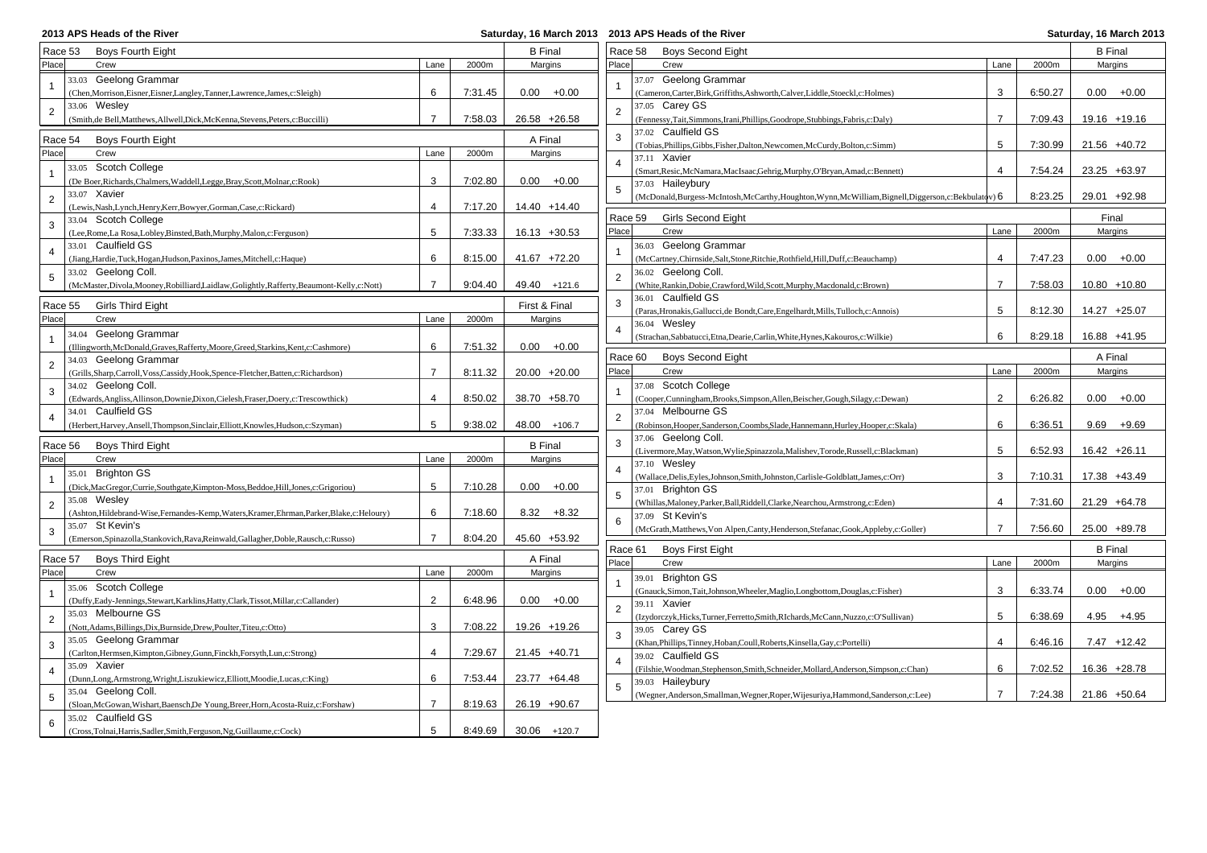## 2013 APS Heads of the River

Saturday, 16 March 2013

### Race 53 Boys Fourth Eight — B Final

| Place | Crew | Lane | 2000m | Margins |
|---|---|---|---|---|
| 1 | 33.03 Geelong Grammar (Chen,Morrison,Eisner,Eisner,Langley,Tanner,Lawrence,James,c:Sleigh) | 6 | 7:31.45 | 0.00 +0.00 |
| 2 | 33.06 Wesley (Smith,de Bell,Matthews,Allwell,Dick,McKenna,Stevens,Peters,c:Buccilli) | 7 | 7:58.03 | 26.58 +26.58 |

### Race 54 Boys Fourth Eight — A Final

| Place | Crew | Lane | 2000m | Margins |
|---|---|---|---|---|
| 1 | 33.05 Scotch College (De Boer,Richards,Chalmers,Waddell,Legge,Bray,Scott,Molnar,c:Rook) | 3 | 7:02.80 | 0.00 +0.00 |
| 2 | 33.07 Xavier (Lewis,Nash,Lynch,Henry,Kerr,Bowyer,Gorman,Case,c:Rickard) | 4 | 7:17.20 | 14.40 +14.40 |
| 3 | 33.04 Scotch College (Lee,Rome,La Rosa,Lobley,Binsted,Bath,Murphy,Malon,c:Ferguson) | 5 | 7:33.33 | 16.13 +30.53 |
| 4 | 33.01 Caulfield GS (Jiang,Hardie,Tuck,Hogan,Hudson,Paxinos,James,Mitchell,c:Haque) | 6 | 8:15.00 | 41.67 +72.20 |
| 5 | 33.02 Geelong Coll. (McMaster,Divola,Mooney,Robilliard,Laidlaw,Golightly,Rafferty,Beaumont-Kelly,c:Nott) | 7 | 9:04.40 | 49.40 +121.6 |

### Race 55 Girls Third Eight — First & Final

| Place | Crew | Lane | 2000m | Margins |
|---|---|---|---|---|
| 1 | 34.04 Geelong Grammar (Illingworth,McDonald,Graves,Rafferty,Moore,Greed,Starkins,Kent,c:Cashmore) | 6 | 7:51.32 | 0.00 +0.00 |
| 2 | 34.03 Geelong Grammar (Grills,Sharp,Carroll,Voss,Cassidy,Hook,Spence-Fletcher,Batten,c:Richardson) | 7 | 8:11.32 | 20.00 +20.00 |
| 3 | 34.02 Geelong Coll. (Edwards,Angliss,Allinson,Downie,Dixon,Cielesh,Fraser,Doery,c:Trescowthick) | 4 | 8:50.02 | 38.70 +58.70 |
| 4 | 34.01 Caulfield GS (Herbert,Harvey,Ansell,Thompson,Sinclair,Elliott,Knowles,Hudson,c:Szyman) | 5 | 9:38.02 | 48.00 +106.7 |

### Race 56 Boys Third Eight — B Final

| Place | Crew | Lane | 2000m | Margins |
|---|---|---|---|---|
| 1 | 35.01 Brighton GS (Dick,MacGregor,Currie,Southgate,Kimpton-Moss,Beddoe,Hill,Jones,c:Grigoriou) | 5 | 7:10.28 | 0.00 +0.00 |
| 2 | 35.08 Wesley (Ashton,Hildebrand-Wise,Fernandes-Kemp,Waters,Kramer,Ehrman,Parker,Blake,c:Heloury) | 6 | 7:18.60 | 8.32 +8.32 |
| 3 | 35.07 St Kevin's (Emerson,Spinazolla,Stankovich,Rava,Reinwald,Gallagher,Doble,Rausch,c:Russo) | 7 | 8:04.20 | 45.60 +53.92 |

### Race 57 Boys Third Eight — A Final

| Place | Crew | Lane | 2000m | Margins |
|---|---|---|---|---|
| 1 | 35.06 Scotch College (Duffy,Eady-Jennings,Stewart,Karklins,Hatty,Clark,Tissot,Millar,c:Callander) | 2 | 6:48.96 | 0.00 +0.00 |
| 2 | 35.03 Melbourne GS (Nott,Adams,Billings,Dix,Burnside,Drew,Poulter,Titeu,c:Otto) | 3 | 7:08.22 | 19.26 +19.26 |
| 3 | 35.05 Geelong Grammar (Carlton,Hermsen,Kimpton,Gibney,Gunn,Finckh,Forsyth,Lun,c:Strong) | 4 | 7:29.67 | 21.45 +40.71 |
| 4 | 35.09 Xavier (Dunn,Long,Armstrong,Wright,Liszukiewicz,Elliott,Moodie,Lucas,c:King) | 6 | 7:53.44 | 23.77 +64.48 |
| 5 | 35.04 Geelong Coll. (Sloan,McGowan,Wishart,Baensch,De Young,Breer,Horn,Acosta-Ruiz,c:Forshaw) | 7 | 8:19.63 | 26.19 +90.67 |
| 6 | 35.02 Caulfield GS (Cross,Tolnai,Harris,Sadler,Smith,Ferguson,Ng,Guillaume,c:Cock) | 5 | 8:49.69 | 30.06 +120.7 |

### Race 58 Boys Second Eight — B Final

| Place | Crew | Lane | 2000m | Margins |
|---|---|---|---|---|
| 1 | 37.07 Geelong Grammar (Cameron,Carter,Birk,Griffiths,Ashworth,Calver,Liddle,Stoeckl,c:Holmes) | 3 | 6:50.27 | 0.00 +0.00 |
| 2 | 37.05 Carey GS (Fennessy,Tait,Simmons,Irani,Phillips,Goodrope,Stubbings,Fabris,c:Daly) | 7 | 7:09.43 | 19.16 +19.16 |
| 3 | 37.02 Caulfield GS (Tobias,Phillips,Gibbs,Fisher,Dalton,Newcomen,McCurdy,Bolton,c:Simm) | 5 | 7:30.99 | 21.56 +40.72 |
| 4 | 37.11 Xavier (Smart,Resic,McNamara,MacIsaac,Gehrig,Murphy,O'Bryan,Amad,c:Bennett) | 4 | 7:54.24 | 23.25 +63.97 |
| 5 | 37.03 Haileybury (McDonald,Burgess-McIntosh,McCarthy,Houghton,Wynn,McWilliam,Bignell,Diggerson,c:Bekbulatov) | 6 | 8:23.25 | 29.01 +92.98 |

### Race 59 Girls Second Eight — Final

| Place | Crew | Lane | 2000m | Margins |
|---|---|---|---|---|
| 1 | 36.03 Geelong Grammar (McCartney,Chirnside,Salt,Stone,Ritchie,Rothfield,Hill,Duff,c:Beauchamp) | 4 | 7:47.23 | 0.00 +0.00 |
| 2 | 36.02 Geelong Coll. (White,Rankin,Dobie,Crawford,Wild,Scott,Murphy,Macdonald,c:Brown) | 7 | 7:58.03 | 10.80 +10.80 |
| 3 | 36.01 Caulfield GS (Paras,Hronakis,Gallucci,de Bondt,Care,Engelhardt,Mills,Tulloch,c:Annois) | 5 | 8:12.30 | 14.27 +25.07 |
| 4 | 36.04 Wesley (Strachan,Sabbatucci,Etna,Dearie,Carlin,White,Hynes,Kakouros,c:Wilkie) | 6 | 8:29.18 | 16.88 +41.95 |

### Race 60 Boys Second Eight — A Final

| Place | Crew | Lane | 2000m | Margins |
|---|---|---|---|---|
| 1 | 37.08 Scotch College (Cooper,Cunningham,Brooks,Simpson,Allen,Beischer,Gough,Silagy,c:Dewan) | 2 | 6:26.82 | 0.00 +0.00 |
| 2 | 37.04 Melbourne GS (Robinson,Hooper,Sanderson,Coombs,Slade,Hannemann,Hurley,Hooper,c:Skala) | 6 | 6:36.51 | 9.69 +9.69 |
| 3 | 37.06 Geelong Coll. (Livermore,May,Watson,Wylie,Spinazzola,Malishev,Torode,Russell,c:Blackman) | 5 | 6:52.93 | 16.42 +26.11 |
| 4 | 37.10 Wesley (Wallace,Delis,Eyles,Johnson,Smith,Johnston,Carlisle-Goldblatt,James,c:Orr) | 3 | 7:10.31 | 17.38 +43.49 |
| 5 | 37.01 Brighton GS (Whillas,Maloney,Parker,Ball,Riddell,Clarke,Nearchou,Armstrong,c:Eden) | 4 | 7:31.60 | 21.29 +64.78 |
| 6 | 37.09 St Kevin's (McGrath,Matthews,Von Alpen,Canty,Henderson,Stefanac,Gook,Appleby,c:Goller) | 7 | 7:56.60 | 25.00 +89.78 |

### Race 61 Boys First Eight — B Final

| Place | Crew | Lane | 2000m | Margins |
|---|---|---|---|---|
| 1 | 39.01 Brighton GS (Gnauck,Simon,Tait,Johnson,Wheeler,Maglio,Longbottom,Douglas,c:Fisher) | 3 | 6:33.74 | 0.00 +0.00 |
| 2 | 39.11 Xavier (Izydorczyk,Hicks,Turner,Ferretto,Smith,RIchards,McCann,Nuzzo,c:O'Sullivan) | 5 | 6:38.69 | 4.95 +4.95 |
| 3 | 39.05 Carey GS (Khan,Phillips,Tinney,Hoban,Coull,Roberts,Kinsella,Gay,c:Portelli) | 4 | 6:46.16 | 7.47 +12.42 |
| 4 | 39.02 Caulfield GS (Filshie,Woodman,Stephenson,Smith,Schneider,Mollard,Anderson,Simpson,c:Chan) | 6 | 7:02.52 | 16.36 +28.78 |
| 5 | 39.03 Haileybury (Wegner,Anderson,Smallman,Wegner,Roper,Wijesuriya,Hammond,Sanderson,c:Lee) | 7 | 7:24.38 | 21.86 +50.64 |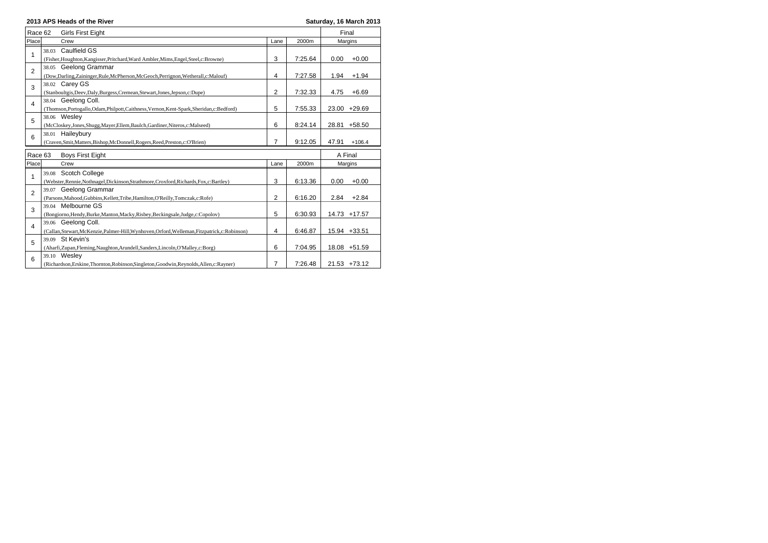**2013 APS Heads of the River** — **Saturday, 16 March 2013**

| Race 62 | Girls First Eight | | | Final | |
|---|---|---|---|---|---|
| Place | Crew | Lane | 2000m | Margins | |
| 1 | 38.03 Caulfield GS (Fisher,Houghton,Kangisser,Pritchard,Ward Ambler,Mims,Engel,Steel,c:Browne) | 3 | 7:25.64 | 0.00 | +0.00 |
| 2 | 38.05 Geelong Grammar (Dow,Darling,Zaininger,Rule,McPherson,McGeoch,Perrignon,Wetherall,c:Malouf) | 4 | 7:27.58 | 1.94 | +1.94 |
| 3 | 38.02 Carey GS (Stanboultgis,Deev,Daly,Burgess,Cremean,Stewart,Jones,Jepson,c:Dupe) | 2 | 7:32.33 | 4.75 | +6.69 |
| 4 | 38.04 Geelong Coll. (Thomson,Portogallo,Odam,Philpott,Caithness,Vernon,Kent-Spark,Sheridan,c:Bedford) | 5 | 7:55.33 | 23.00 | +29.69 |
| 5 | 38.06 Wesley (McCloskey,Jones,Shugg,Mayer,Ellem,Baulch,Gardiner,Niteros,c:Malseed) | 6 | 8:24.14 | 28.81 | +58.50 |
| 6 | 38.01 Haileybury (Craven,Smit,Matters,Bishop,McDonnell,Rogers,Reed,Preston,c:O'Brien) | 7 | 9:12.05 | 47.91 | +106.4 |

| Race 63 | Boys First Eight | | | A Final | |
|---|---|---|---|---|---|
| Place | Crew | Lane | 2000m | Margins | |
| 1 | 39.08 Scotch College (Webster,Rennie,Nothnagel,Dickinson,Strathmore,Croxford,Richards,Fox,c:Bartley) | 3 | 6:13.36 | 0.00 | +0.00 |
| 2 | 39.07 Geelong Grammar (Parsons,Mahood,Gubbins,Kellett,Tribe,Hamilton,O'Reilly,Tomczak,c:Rofe) | 2 | 6:16.20 | 2.84 | +2.84 |
| 3 | 39.04 Melbourne GS (Bongiorno,Hendy,Burke,Manton,Macky,Risbey,Beckingsale,Judge,c:Copolov) | 5 | 6:30.93 | 14.73 | +17.57 |
| 4 | 39.06 Geelong Coll. (Callan,Stewart,McKenzie,Palmer-Hill,Wynhoven,Orford,Welleman,Fitzpatrick,c:Robinson) | 4 | 6:46.87 | 15.94 | +33.51 |
| 5 | 39.09 St Kevin's (Aharfi,Zupan,Fleming,Naughton,Arundell,Sanders,Lincoln,O'Malley,c:Borg) | 6 | 7:04.95 | 18.08 | +51.59 |
| 6 | 39.10 Wesley (Richardson,Erskine,Thornton,Robinson,Singleton,Goodwin,Reynolds,Allen,c:Rayner) | 7 | 7:26.48 | 21.53 | +73.12 |